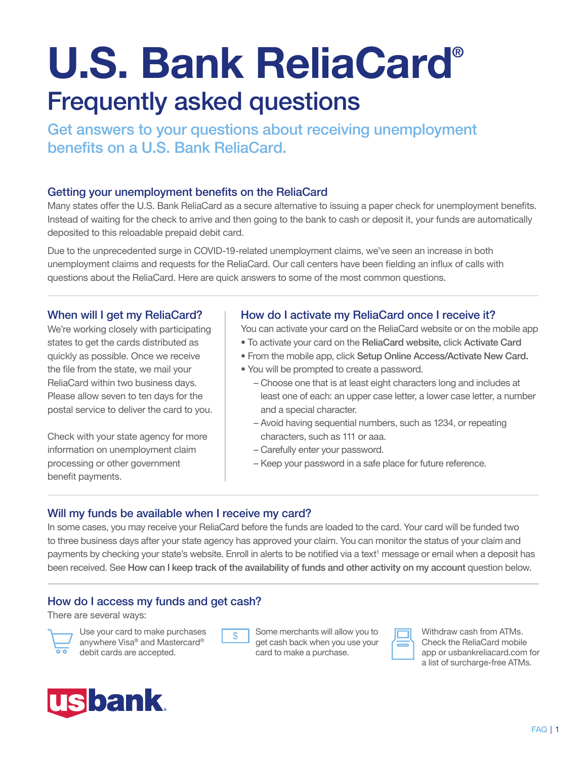# U.S. Bank ReliaCard®

## Frequently asked questions

Get answers to your questions about receiving unemployment benefits on a U.S. Bank ReliaCard.

### Getting your unemployment benefits on the ReliaCard

Many states offer the U.S. Bank ReliaCard as a secure alternative to issuing a paper check for unemployment benefits. Instead of waiting for the check to arrive and then going to the bank to cash or deposit it, your funds are automatically deposited to this reloadable prepaid debit card.

Due to the unprecedented surge in COVID-19-related unemployment claims, we've seen an increase in both unemployment claims and requests for the ReliaCard. Our call centers have been fielding an influx of calls with questions about the ReliaCard. Here are quick answers to some of the most common questions.

### When will I get my ReliaCard?

We're working closely with participating states to get the cards distributed as quickly as possible. Once we receive the file from the state, we mail your ReliaCard within two business days. Please allow seven to ten days for the postal service to deliver the card to you.

Check with your state agency for more information on unemployment claim processing or other government benefit payments.

### How do I activate my ReliaCard once I receive it?

You can activate your card on the ReliaCard website or on the mobile app

- To activate your card on the **ReliaCard website,** click **Activate Card**
- From the mobile app, click **Setup Online Access/Activate New Card.**
- You will be prompted to create a password.
  - Choose one that is at least eight characters long and includes at least one of each: an upper case letter, a lower case letter, a number and a special character.
  - Avoid having sequential numbers, such as 1234, or repeating characters, such as 111 or aaa.
  - Carefully enter your password.
  - Keep your password in a safe place for future reference.

### Will my funds be available when I receive my card?

In some cases, you may receive your ReliaCard before the funds are loaded to the card. Your card will be funded two to three business days after your state agency has approved your claim. You can monitor the status of your claim and payments by checking your state's website. Enroll in alerts to be notified via a text[1] message or email when a deposit has been received. See **How can I keep track of the availability of funds and other activity on my account** question below.

### How do I access my funds and get cash?

There are several ways:

- Use your card to make purchases anywhere Visa® and Mastercard® debit cards are accepted.
- Some merchants will allow you to get cash back when you use your card to make a purchase.
- Withdraw cash from ATMs. Check the ReliaCard mobile app or usbankreliacard.com for a list of surcharge-free ATMs.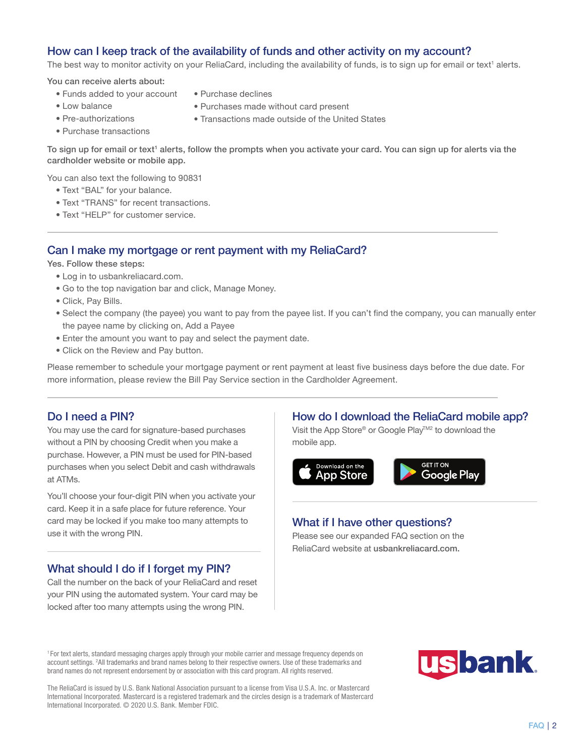## How can I keep track of the availability of funds and other activity on my account?

The best way to monitor activity on your ReliaCard, including the availability of funds, is to sign up for email or text[1] alerts.

You can receive alerts about:

- Funds added to your account
- Low balance
- Pre-authorizations
- Purchase transactions
- Purchase declines
- Purchases made without card present
- Transactions made outside of the United States

**To sign up for email or text[1] alerts, follow the prompts when you activate your card. You can sign up for alerts via the cardholder website or mobile app.**

You can also text the following to 90831

- Text "BAL" for your balance.
- Text "TRANS" for recent transactions.
- Text "HELP" for customer service.

## Can I make my mortgage or rent payment with my ReliaCard?

**Yes. Follow these steps:**

- Log in to usbankreliacard.com.
- Go to the top navigation bar and click, Manage Money.
- Click, Pay Bills.
- Select the company (the payee) you want to pay from the payee list. If you can't find the company, you can manually enter the payee name by clicking on, Add a Payee
- Enter the amount you want to pay and select the payment date.
- Click on the Review and Pay button.

Please remember to schedule your mortgage payment or rent payment at least five business days before the due date. For more information, please review the Bill Pay Service section in the Cardholder Agreement.

## Do I need a PIN?

You may use the card for signature-based purchases without a PIN by choosing Credit when you make a purchase. However, a PIN must be used for PIN-based purchases when you select Debit and cash withdrawals at ATMs.

You'll choose your four-digit PIN when you activate your card. Keep it in a safe place for future reference. Your card may be locked if you make too many attempts to use it with the wrong PIN.

## What should I do if I forget my PIN?

Call the number on the back of your ReliaCard and reset your PIN using the automated system. Your card may be locked after too many attempts using the wrong PIN.

## How do I download the ReliaCard mobile app?

Visit the App Store® or Google Play™[2] to download the mobile app.

Download on the App Store

GET IT ON Google Play

## What if I have other questions?

Please see our expanded FAQ section on the ReliaCard website at **usbankreliacard.com.**

[1] For text alerts, standard messaging charges apply through your mobile carrier and message frequency depends on account settings. [2] All trademarks and brand names belong to their respective owners. Use of these trademarks and brand names do not represent endorsement by or association with this card program. All rights reserved.

The ReliaCard is issued by U.S. Bank National Association pursuant to a license from Visa U.S.A. Inc. or Mastercard International Incorporated. Mastercard is a registered trademark and the circles design is a trademark of Mastercard International Incorporated. © 2020 U.S. Bank. Member FDIC.

usbank.